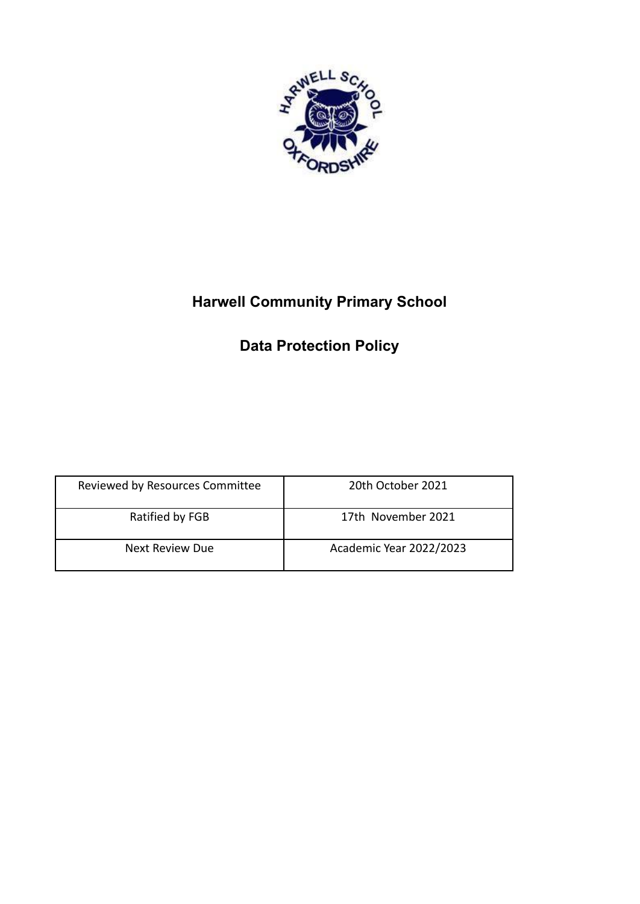# Harwell Community Primary School

## Data Protection Policy

| Reviewed by Resources Committee | 20th October 2021 |
|---|---|
| Ratified by FGB | 17th November 2021 |
| Next Review Due | Academic Year 2022/2023 |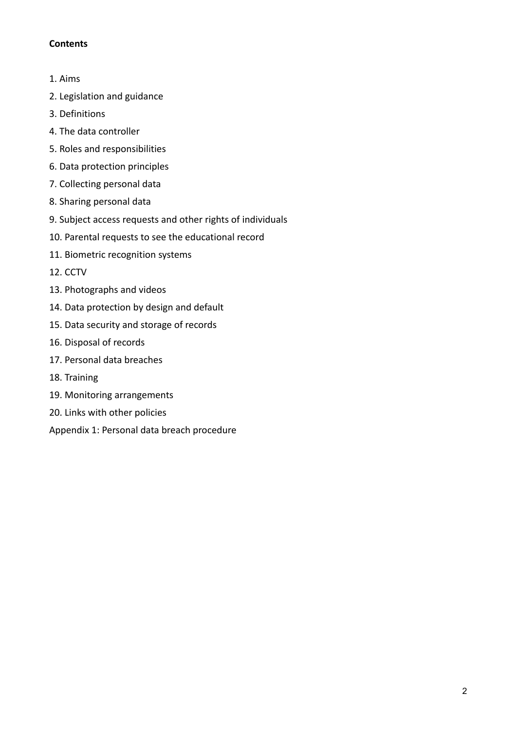**Contents**

1. Aims
2. Legislation and guidance
3. Definitions
4. The data controller
5. Roles and responsibilities
6. Data protection principles
7. Collecting personal data
8. Sharing personal data
9. Subject access requests and other rights of individuals
10. Parental requests to see the educational record
11. Biometric recognition systems
12. CCTV
13. Photographs and videos
14. Data protection by design and default
15. Data security and storage of records
16. Disposal of records
17. Personal data breaches
18. Training
19. Monitoring arrangements
20. Links with other policies

Appendix 1: Personal data breach procedure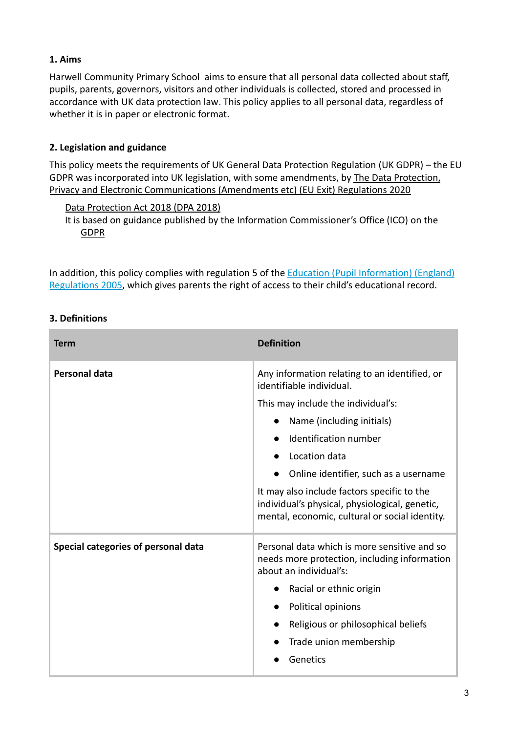### 1. Aims

Harwell Community Primary School aims to ensure that all personal data collected about staff, pupils, parents, governors, visitors and other individuals is collected, stored and processed in accordance with UK data protection law. This policy applies to all personal data, regardless of whether it is in paper or electronic format.

### 2. Legislation and guidance

This policy meets the requirements of UK General Data Protection Regulation (UK GDPR) – the EU GDPR was incorporated into UK legislation, with some amendments, by The Data Protection, Privacy and Electronic Communications (Amendments etc) (EU Exit) Regulations 2020

Data Protection Act 2018 (DPA 2018)
It is based on guidance published by the Information Commissioner's Office (ICO) on the GDPR

In addition, this policy complies with regulation 5 of the Education (Pupil Information) (England) Regulations 2005, which gives parents the right of access to their child's educational record.

### 3. Definitions

| Term | Definition |
|---|---|
| **Personal data** | Any information relating to an identified, or identifiable individual.<br>This may include the individual's:<br>• Name (including initials)<br>• Identification number<br>• Location data<br>• Online identifier, such as a username<br>It may also include factors specific to the individual's physical, physiological, genetic, mental, economic, cultural or social identity. |
| **Special categories of personal data** | Personal data which is more sensitive and so needs more protection, including information about an individual's:<br>• Racial or ethnic origin<br>• Political opinions<br>• Religious or philosophical beliefs<br>• Trade union membership<br>• Genetics |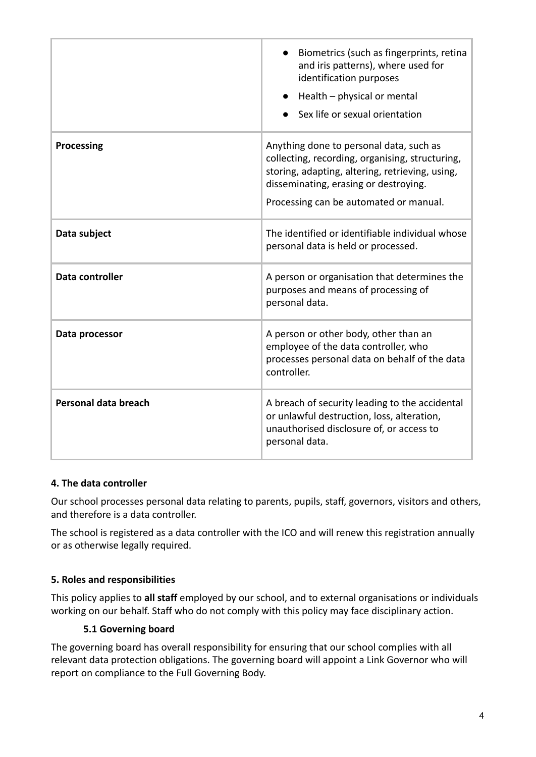| | |
|---|---|
| | • Biometrics (such as fingerprints, retina and iris patterns), where used for identification purposes<br>• Health – physical or mental<br>• Sex life or sexual orientation |
| **Processing** | Anything done to personal data, such as collecting, recording, organising, structuring, storing, adapting, altering, retrieving, using, disseminating, erasing or destroying.<br>Processing can be automated or manual. |
| **Data subject** | The identified or identifiable individual whose personal data is held or processed. |
| **Data controller** | A person or organisation that determines the purposes and means of processing of personal data. |
| **Data processor** | A person or other body, other than an employee of the data controller, who processes personal data on behalf of the data controller. |
| **Personal data breach** | A breach of security leading to the accidental or unlawful destruction, loss, alteration, unauthorised disclosure of, or access to personal data. |

## 4. The data controller

Our school processes personal data relating to parents, pupils, staff, governors, visitors and others, and therefore is a data controller.

The school is registered as a data controller with the ICO and will renew this registration annually or as otherwise legally required.

## 5. Roles and responsibilities

This policy applies to **all staff** employed by our school, and to external organisations or individuals working on our behalf. Staff who do not comply with this policy may face disciplinary action.

### 5.1 Governing board

The governing board has overall responsibility for ensuring that our school complies with all relevant data protection obligations. The governing board will appoint a Link Governor who will report on compliance to the Full Governing Body.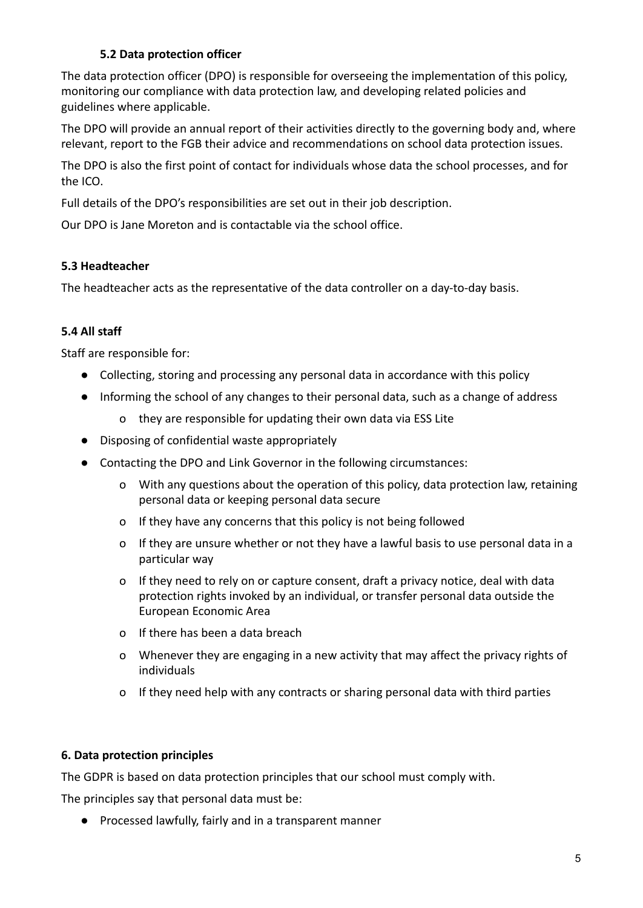### 5.2 Data protection officer

The data protection officer (DPO) is responsible for overseeing the implementation of this policy, monitoring our compliance with data protection law, and developing related policies and guidelines where applicable.

The DPO will provide an annual report of their activities directly to the governing body and, where relevant, report to the FGB their advice and recommendations on school data protection issues.

The DPO is also the first point of contact for individuals whose data the school processes, and for the ICO.

Full details of the DPO's responsibilities are set out in their job description.

Our DPO is Jane Moreton and is contactable via the school office.

### 5.3 Headteacher

The headteacher acts as the representative of the data controller on a day-to-day basis.

### 5.4 All staff

Staff are responsible for:

- Collecting, storing and processing any personal data in accordance with this policy
- Informing the school of any changes to their personal data, such as a change of address
  - they are responsible for updating their own data via ESS Lite
- Disposing of confidential waste appropriately
- Contacting the DPO and Link Governor in the following circumstances:
  - With any questions about the operation of this policy, data protection law, retaining personal data or keeping personal data secure
  - If they have any concerns that this policy is not being followed
  - If they are unsure whether or not they have a lawful basis to use personal data in a particular way
  - If they need to rely on or capture consent, draft a privacy notice, deal with data protection rights invoked by an individual, or transfer personal data outside the European Economic Area
  - If there has been a data breach
  - Whenever they are engaging in a new activity that may affect the privacy rights of individuals
  - If they need help with any contracts or sharing personal data with third parties

## 6. Data protection principles

The GDPR is based on data protection principles that our school must comply with.

The principles say that personal data must be:

- Processed lawfully, fairly and in a transparent manner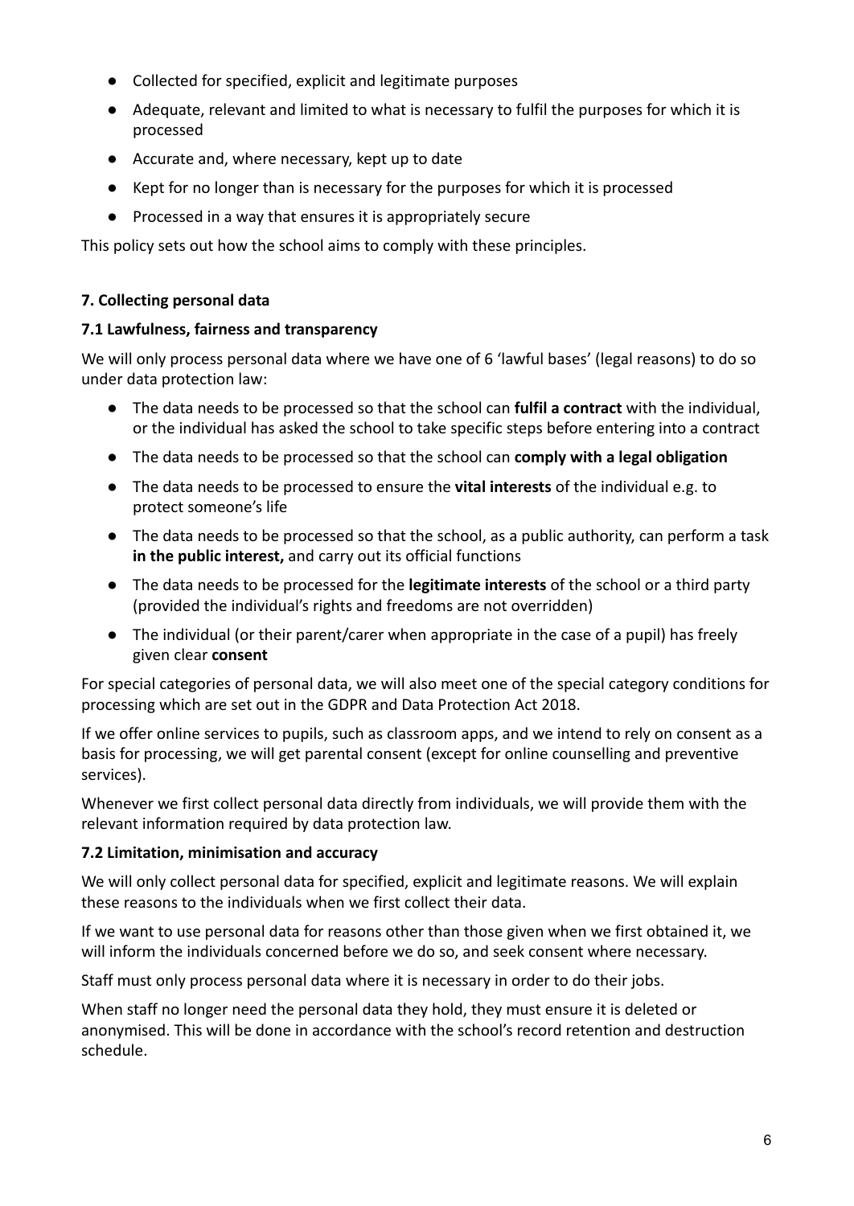- Collected for specified, explicit and legitimate purposes
- Adequate, relevant and limited to what is necessary to fulfil the purposes for which it is processed
- Accurate and, where necessary, kept up to date
- Kept for no longer than is necessary for the purposes for which it is processed
- Processed in a way that ensures it is appropriately secure

This policy sets out how the school aims to comply with these principles.

## 7. Collecting personal data

### 7.1 Lawfulness, fairness and transparency

We will only process personal data where we have one of 6 'lawful bases' (legal reasons) to do so under data protection law:

- The data needs to be processed so that the school can **fulfil a contract** with the individual, or the individual has asked the school to take specific steps before entering into a contract
- The data needs to be processed so that the school can **comply with a legal obligation**
- The data needs to be processed to ensure the **vital interests** of the individual e.g. to protect someone's life
- The data needs to be processed so that the school, as a public authority, can perform a task **in the public interest,** and carry out its official functions
- The data needs to be processed for the **legitimate interests** of the school or a third party (provided the individual's rights and freedoms are not overridden)
- The individual (or their parent/carer when appropriate in the case of a pupil) has freely given clear **consent**

For special categories of personal data, we will also meet one of the special category conditions for processing which are set out in the GDPR and Data Protection Act 2018.

If we offer online services to pupils, such as classroom apps, and we intend to rely on consent as a basis for processing, we will get parental consent (except for online counselling and preventive services).

Whenever we first collect personal data directly from individuals, we will provide them with the relevant information required by data protection law.

### 7.2 Limitation, minimisation and accuracy

We will only collect personal data for specified, explicit and legitimate reasons. We will explain these reasons to the individuals when we first collect their data.

If we want to use personal data for reasons other than those given when we first obtained it, we will inform the individuals concerned before we do so, and seek consent where necessary.

Staff must only process personal data where it is necessary in order to do their jobs.

When staff no longer need the personal data they hold, they must ensure it is deleted or anonymised. This will be done in accordance with the school's record retention and destruction schedule.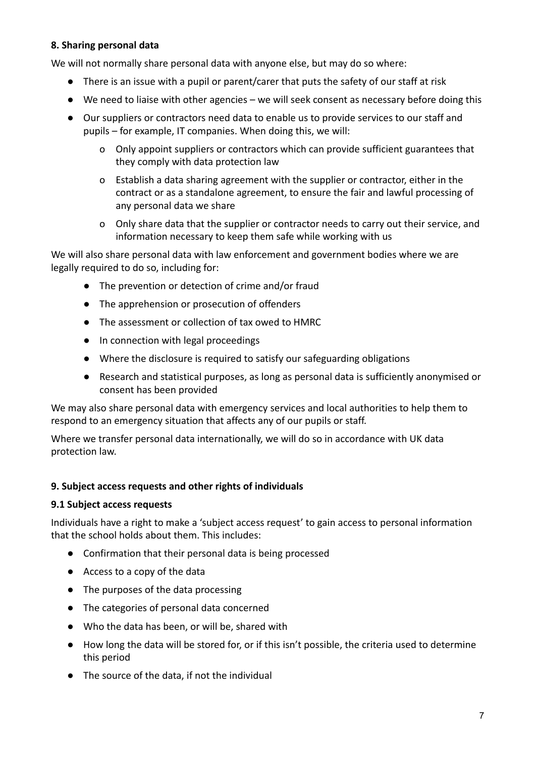## 8. Sharing personal data

We will not normally share personal data with anyone else, but may do so where:

- There is an issue with a pupil or parent/carer that puts the safety of our staff at risk
- We need to liaise with other agencies – we will seek consent as necessary before doing this
- Our suppliers or contractors need data to enable us to provide services to our staff and pupils – for example, IT companies. When doing this, we will:
    - Only appoint suppliers or contractors which can provide sufficient guarantees that they comply with data protection law
    - Establish a data sharing agreement with the supplier or contractor, either in the contract or as a standalone agreement, to ensure the fair and lawful processing of any personal data we share
    - Only share data that the supplier or contractor needs to carry out their service, and information necessary to keep them safe while working with us

We will also share personal data with law enforcement and government bodies where we are legally required to do so, including for:

- The prevention or detection of crime and/or fraud
- The apprehension or prosecution of offenders
- The assessment or collection of tax owed to HMRC
- In connection with legal proceedings
- Where the disclosure is required to satisfy our safeguarding obligations
- Research and statistical purposes, as long as personal data is sufficiently anonymised or consent has been provided

We may also share personal data with emergency services and local authorities to help them to respond to an emergency situation that affects any of our pupils or staff.

Where we transfer personal data internationally, we will do so in accordance with UK data protection law.

## 9. Subject access requests and other rights of individuals

### 9.1 Subject access requests

Individuals have a right to make a 'subject access request' to gain access to personal information that the school holds about them. This includes:

- Confirmation that their personal data is being processed
- Access to a copy of the data
- The purposes of the data processing
- The categories of personal data concerned
- Who the data has been, or will be, shared with
- How long the data will be stored for, or if this isn't possible, the criteria used to determine this period
- The source of the data, if not the individual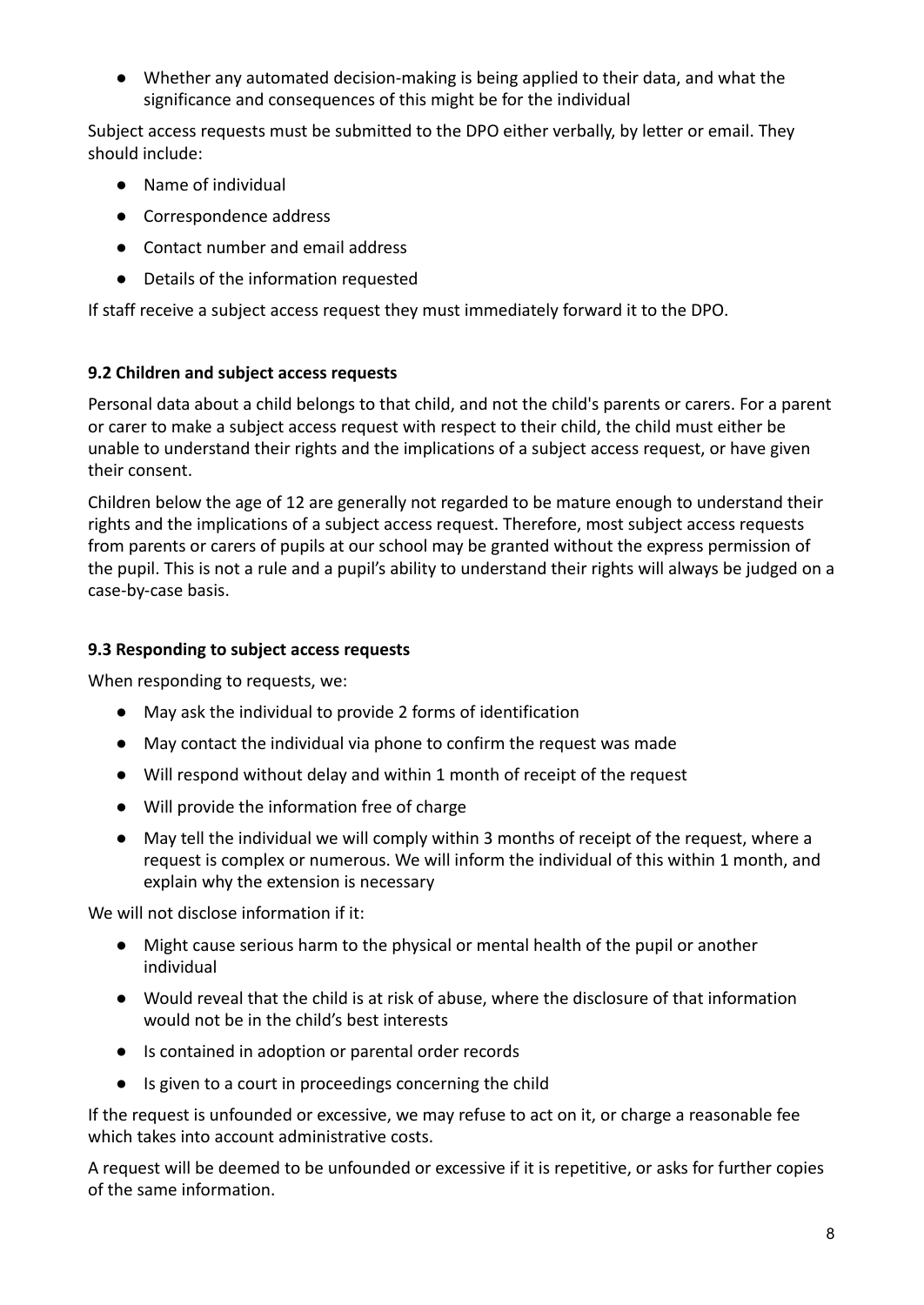- Whether any automated decision-making is being applied to their data, and what the significance and consequences of this might be for the individual

Subject access requests must be submitted to the DPO either verbally, by letter or email. They should include:

- Name of individual
- Correspondence address
- Contact number and email address
- Details of the information requested

If staff receive a subject access request they must immediately forward it to the DPO.

### 9.2 Children and subject access requests

Personal data about a child belongs to that child, and not the child's parents or carers. For a parent or carer to make a subject access request with respect to their child, the child must either be unable to understand their rights and the implications of a subject access request, or have given their consent.

Children below the age of 12 are generally not regarded to be mature enough to understand their rights and the implications of a subject access request. Therefore, most subject access requests from parents or carers of pupils at our school may be granted without the express permission of the pupil. This is not a rule and a pupil's ability to understand their rights will always be judged on a case-by-case basis.

### 9.3 Responding to subject access requests

When responding to requests, we:

- May ask the individual to provide 2 forms of identification
- May contact the individual via phone to confirm the request was made
- Will respond without delay and within 1 month of receipt of the request
- Will provide the information free of charge
- May tell the individual we will comply within 3 months of receipt of the request, where a request is complex or numerous. We will inform the individual of this within 1 month, and explain why the extension is necessary

We will not disclose information if it:

- Might cause serious harm to the physical or mental health of the pupil or another individual
- Would reveal that the child is at risk of abuse, where the disclosure of that information would not be in the child's best interests
- Is contained in adoption or parental order records
- Is given to a court in proceedings concerning the child

If the request is unfounded or excessive, we may refuse to act on it, or charge a reasonable fee which takes into account administrative costs.

A request will be deemed to be unfounded or excessive if it is repetitive, or asks for further copies of the same information.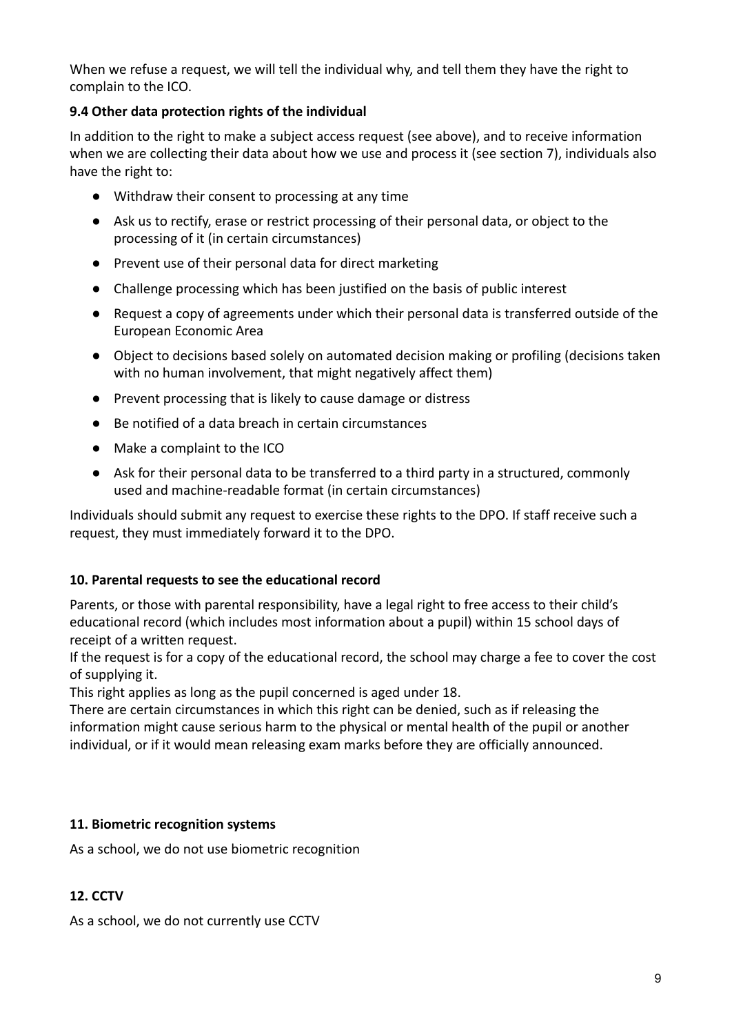When we refuse a request, we will tell the individual why, and tell them they have the right to complain to the ICO.

### 9.4 Other data protection rights of the individual

In addition to the right to make a subject access request (see above), and to receive information when we are collecting their data about how we use and process it (see section 7), individuals also have the right to:

- Withdraw their consent to processing at any time
- Ask us to rectify, erase or restrict processing of their personal data, or object to the processing of it (in certain circumstances)
- Prevent use of their personal data for direct marketing
- Challenge processing which has been justified on the basis of public interest
- Request a copy of agreements under which their personal data is transferred outside of the European Economic Area
- Object to decisions based solely on automated decision making or profiling (decisions taken with no human involvement, that might negatively affect them)
- Prevent processing that is likely to cause damage or distress
- Be notified of a data breach in certain circumstances
- Make a complaint to the ICO
- Ask for their personal data to be transferred to a third party in a structured, commonly used and machine-readable format (in certain circumstances)

Individuals should submit any request to exercise these rights to the DPO. If staff receive such a request, they must immediately forward it to the DPO.

## 10. Parental requests to see the educational record

Parents, or those with parental responsibility, have a legal right to free access to their child's educational record (which includes most information about a pupil) within 15 school days of receipt of a written request.
If the request is for a copy of the educational record, the school may charge a fee to cover the cost of supplying it.
This right applies as long as the pupil concerned is aged under 18.
There are certain circumstances in which this right can be denied, such as if releasing the information might cause serious harm to the physical or mental health of the pupil or another individual, or if it would mean releasing exam marks before they are officially announced.

## 11. Biometric recognition systems

As a school, we do not use biometric recognition

## 12. CCTV

As a school, we do not currently use CCTV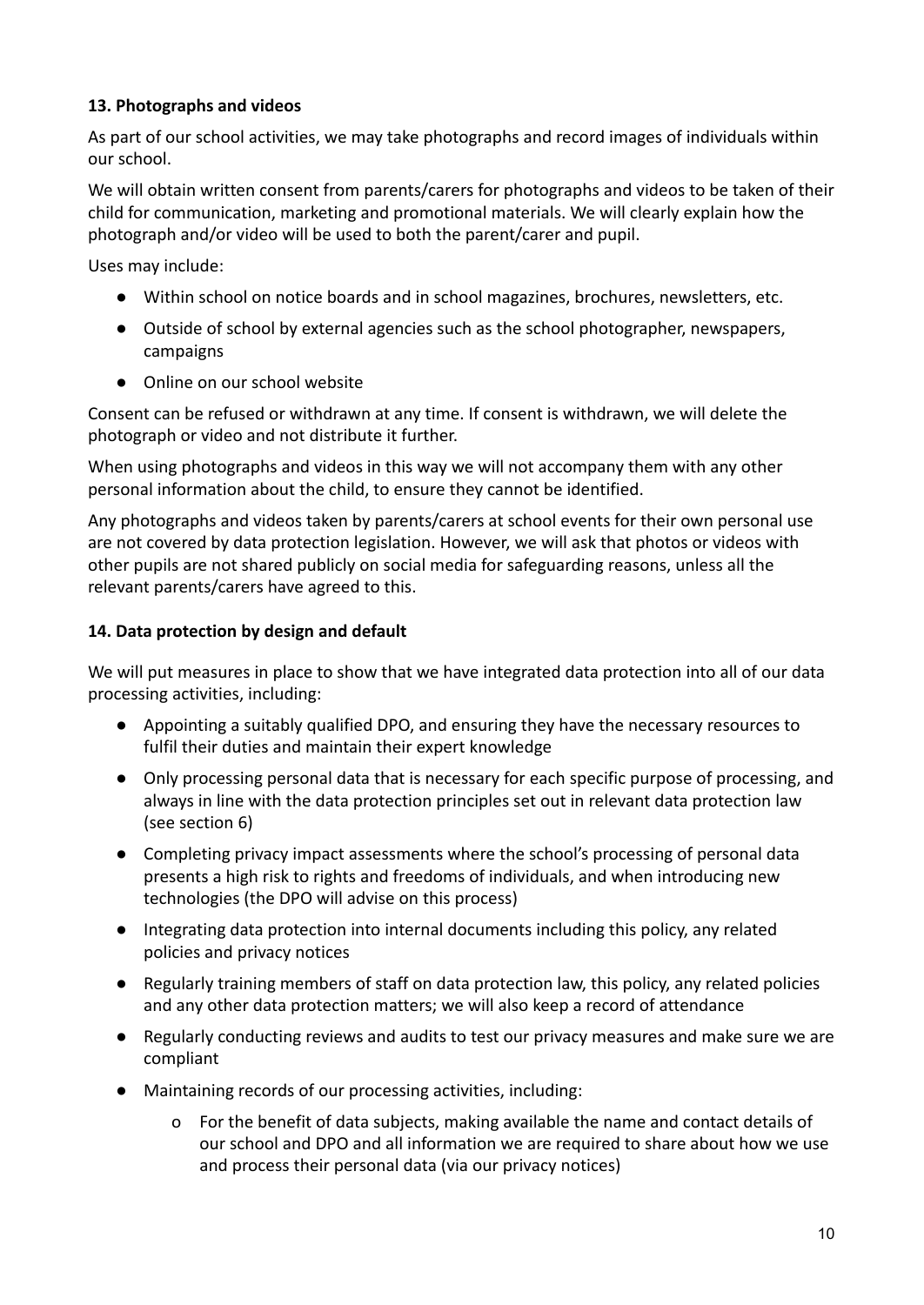**13. Photographs and videos**

As part of our school activities, we may take photographs and record images of individuals within our school.

We will obtain written consent from parents/carers for photographs and videos to be taken of their child for communication, marketing and promotional materials. We will clearly explain how the photograph and/or video will be used to both the parent/carer and pupil.

Uses may include:

- Within school on notice boards and in school magazines, brochures, newsletters, etc.
- Outside of school by external agencies such as the school photographer, newspapers, campaigns
- Online on our school website

Consent can be refused or withdrawn at any time. If consent is withdrawn, we will delete the photograph or video and not distribute it further.

When using photographs and videos in this way we will not accompany them with any other personal information about the child, to ensure they cannot be identified.

Any photographs and videos taken by parents/carers at school events for their own personal use are not covered by data protection legislation. However, we will ask that photos or videos with other pupils are not shared publicly on social media for safeguarding reasons, unless all the relevant parents/carers have agreed to this.

**14. Data protection by design and default**

We will put measures in place to show that we have integrated data protection into all of our data processing activities, including:

- Appointing a suitably qualified DPO, and ensuring they have the necessary resources to fulfil their duties and maintain their expert knowledge
- Only processing personal data that is necessary for each specific purpose of processing, and always in line with the data protection principles set out in relevant data protection law (see section 6)
- Completing privacy impact assessments where the school's processing of personal data presents a high risk to rights and freedoms of individuals, and when introducing new technologies (the DPO will advise on this process)
- Integrating data protection into internal documents including this policy, any related policies and privacy notices
- Regularly training members of staff on data protection law, this policy, any related policies and any other data protection matters; we will also keep a record of attendance
- Regularly conducting reviews and audits to test our privacy measures and make sure we are compliant
- Maintaining records of our processing activities, including:
    - For the benefit of data subjects, making available the name and contact details of our school and DPO and all information we are required to share about how we use and process their personal data (via our privacy notices)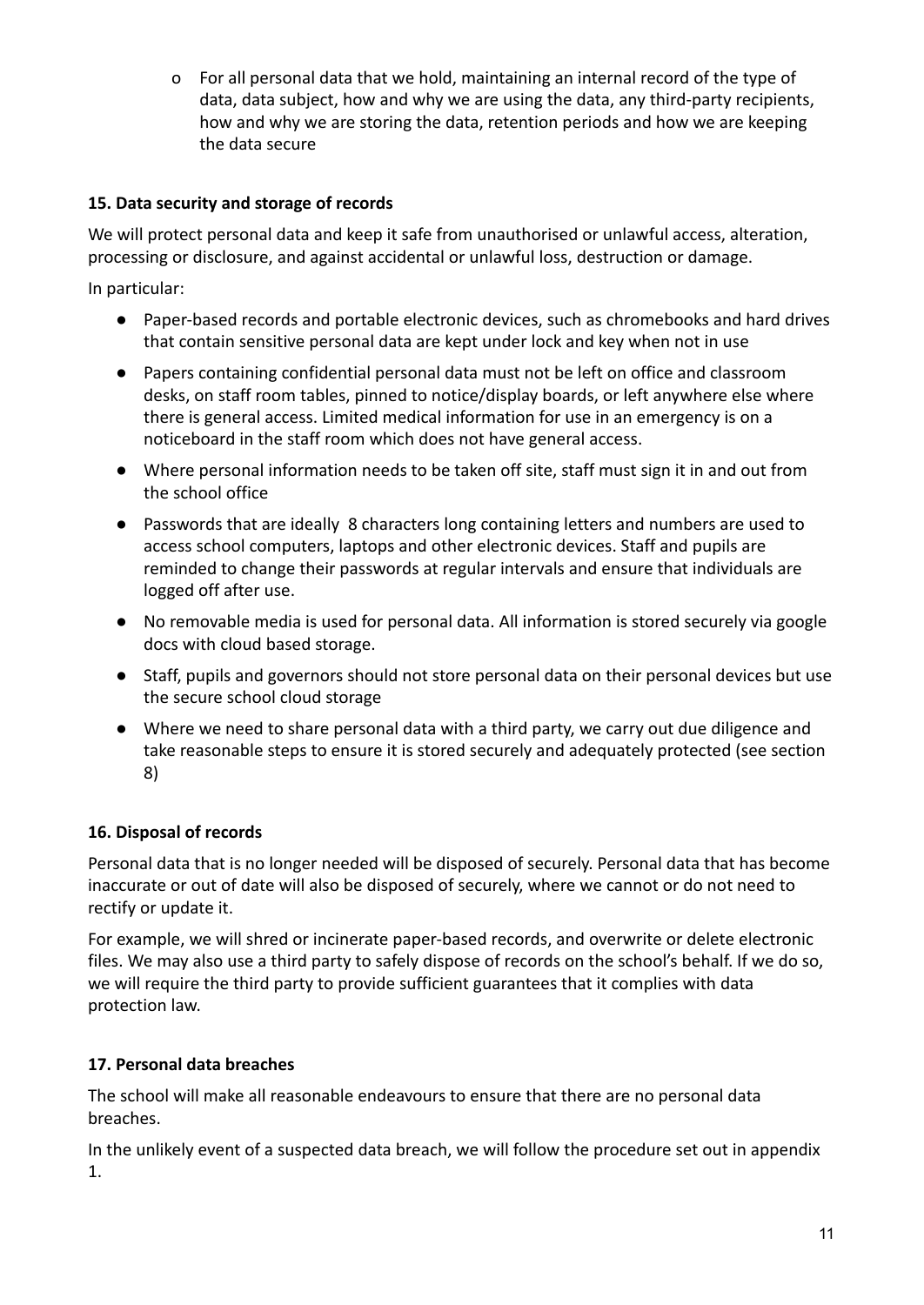- For all personal data that we hold, maintaining an internal record of the type of data, data subject, how and why we are using the data, any third-party recipients, how and why we are storing the data, retention periods and how we are keeping the data secure

**15. Data security and storage of records**

We will protect personal data and keep it safe from unauthorised or unlawful access, alteration, processing or disclosure, and against accidental or unlawful loss, destruction or damage.

In particular:

- Paper-based records and portable electronic devices, such as chromebooks and hard drives that contain sensitive personal data are kept under lock and key when not in use
- Papers containing confidential personal data must not be left on office and classroom desks, on staff room tables, pinned to notice/display boards, or left anywhere else where there is general access. Limited medical information for use in an emergency is on a noticeboard in the staff room which does not have general access.
- Where personal information needs to be taken off site, staff must sign it in and out from the school office
- Passwords that are ideally 8 characters long containing letters and numbers are used to access school computers, laptops and other electronic devices. Staff and pupils are reminded to change their passwords at regular intervals and ensure that individuals are logged off after use.
- No removable media is used for personal data. All information is stored securely via google docs with cloud based storage.
- Staff, pupils and governors should not store personal data on their personal devices but use the secure school cloud storage
- Where we need to share personal data with a third party, we carry out due diligence and take reasonable steps to ensure it is stored securely and adequately protected (see section 8)

**16. Disposal of records**

Personal data that is no longer needed will be disposed of securely. Personal data that has become inaccurate or out of date will also be disposed of securely, where we cannot or do not need to rectify or update it.

For example, we will shred or incinerate paper-based records, and overwrite or delete electronic files. We may also use a third party to safely dispose of records on the school's behalf. If we do so, we will require the third party to provide sufficient guarantees that it complies with data protection law.

**17. Personal data breaches**

The school will make all reasonable endeavours to ensure that there are no personal data breaches.

In the unlikely event of a suspected data breach, we will follow the procedure set out in appendix 1.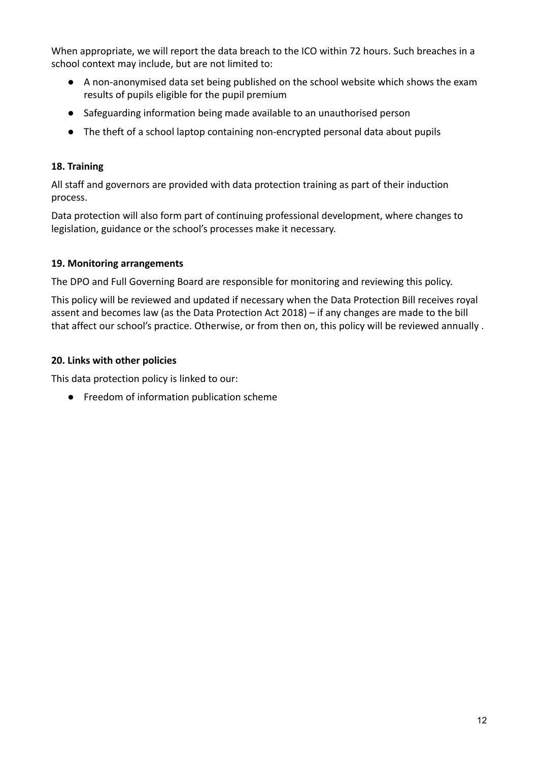When appropriate, we will report the data breach to the ICO within 72 hours. Such breaches in a school context may include, but are not limited to:

- A non-anonymised data set being published on the school website which shows the exam results of pupils eligible for the pupil premium
- Safeguarding information being made available to an unauthorised person
- The theft of a school laptop containing non-encrypted personal data about pupils

**18. Training**

All staff and governors are provided with data protection training as part of their induction process.

Data protection will also form part of continuing professional development, where changes to legislation, guidance or the school's processes make it necessary.

**19. Monitoring arrangements**

The DPO and Full Governing Board are responsible for monitoring and reviewing this policy.

This policy will be reviewed and updated if necessary when the Data Protection Bill receives royal assent and becomes law (as the Data Protection Act 2018) – if any changes are made to the bill that affect our school's practice. Otherwise, or from then on, this policy will be reviewed annually .

**20. Links with other policies**

This data protection policy is linked to our:

- Freedom of information publication scheme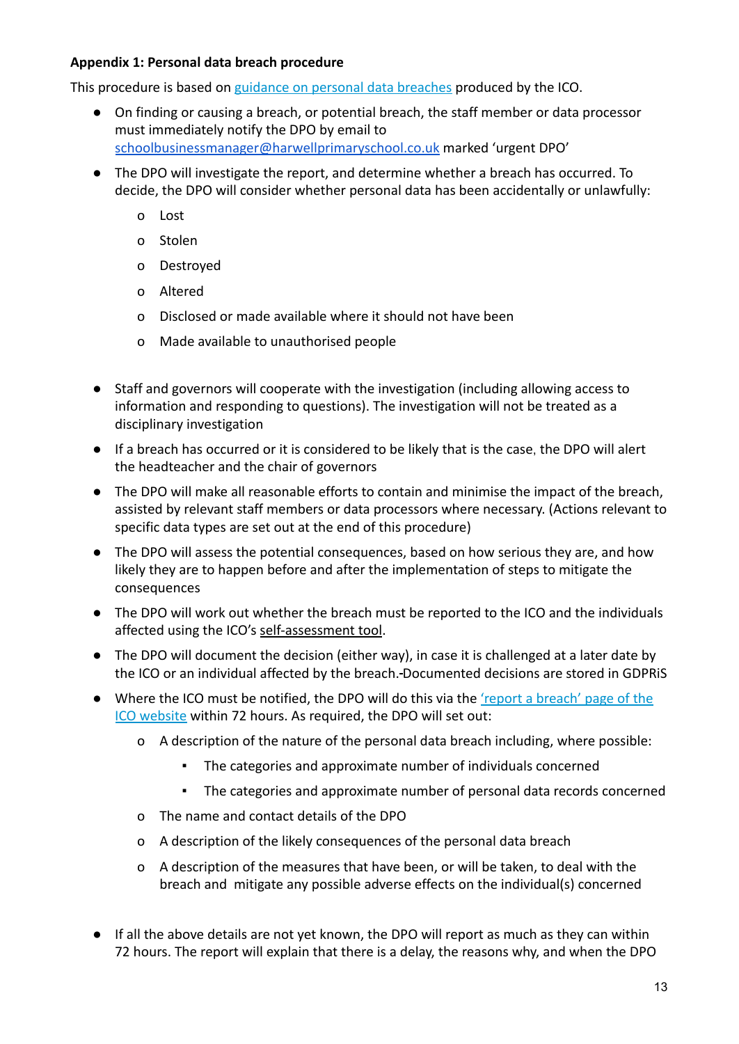**Appendix 1: Personal data breach procedure**

This procedure is based on guidance on personal data breaches produced by the ICO.

- On finding or causing a breach, or potential breach, the staff member or data processor must immediately notify the DPO by email to schoolbusinessmanager@harwellprimaryschool.co.uk marked 'urgent DPO'
- The DPO will investigate the report, and determine whether a breach has occurred. To decide, the DPO will consider whether personal data has been accidentally or unlawfully:
  - Lost
  - Stolen
  - Destroyed
  - Altered
  - Disclosed or made available where it should not have been
  - Made available to unauthorised people
- Staff and governors will cooperate with the investigation (including allowing access to information and responding to questions). The investigation will not be treated as a disciplinary investigation
- If a breach has occurred or it is considered to be likely that is the case, the DPO will alert the headteacher and the chair of governors
- The DPO will make all reasonable efforts to contain and minimise the impact of the breach, assisted by relevant staff members or data processors where necessary. (Actions relevant to specific data types are set out at the end of this procedure)
- The DPO will assess the potential consequences, based on how serious they are, and how likely they are to happen before and after the implementation of steps to mitigate the consequences
- The DPO will work out whether the breach must be reported to the ICO and the individuals affected using the ICO's self-assessment tool.
- The DPO will document the decision (either way), in case it is challenged at a later date by the ICO or an individual affected by the breach. Documented decisions are stored in GDPRiS
- Where the ICO must be notified, the DPO will do this via the 'report a breach' page of the ICO website within 72 hours. As required, the DPO will set out:
  - A description of the nature of the personal data breach including, where possible:
    - The categories and approximate number of individuals concerned
    - The categories and approximate number of personal data records concerned
  - The name and contact details of the DPO
  - A description of the likely consequences of the personal data breach
  - A description of the measures that have been, or will be taken, to deal with the breach and mitigate any possible adverse effects on the individual(s) concerned
- If all the above details are not yet known, the DPO will report as much as they can within 72 hours. The report will explain that there is a delay, the reasons why, and when the DPO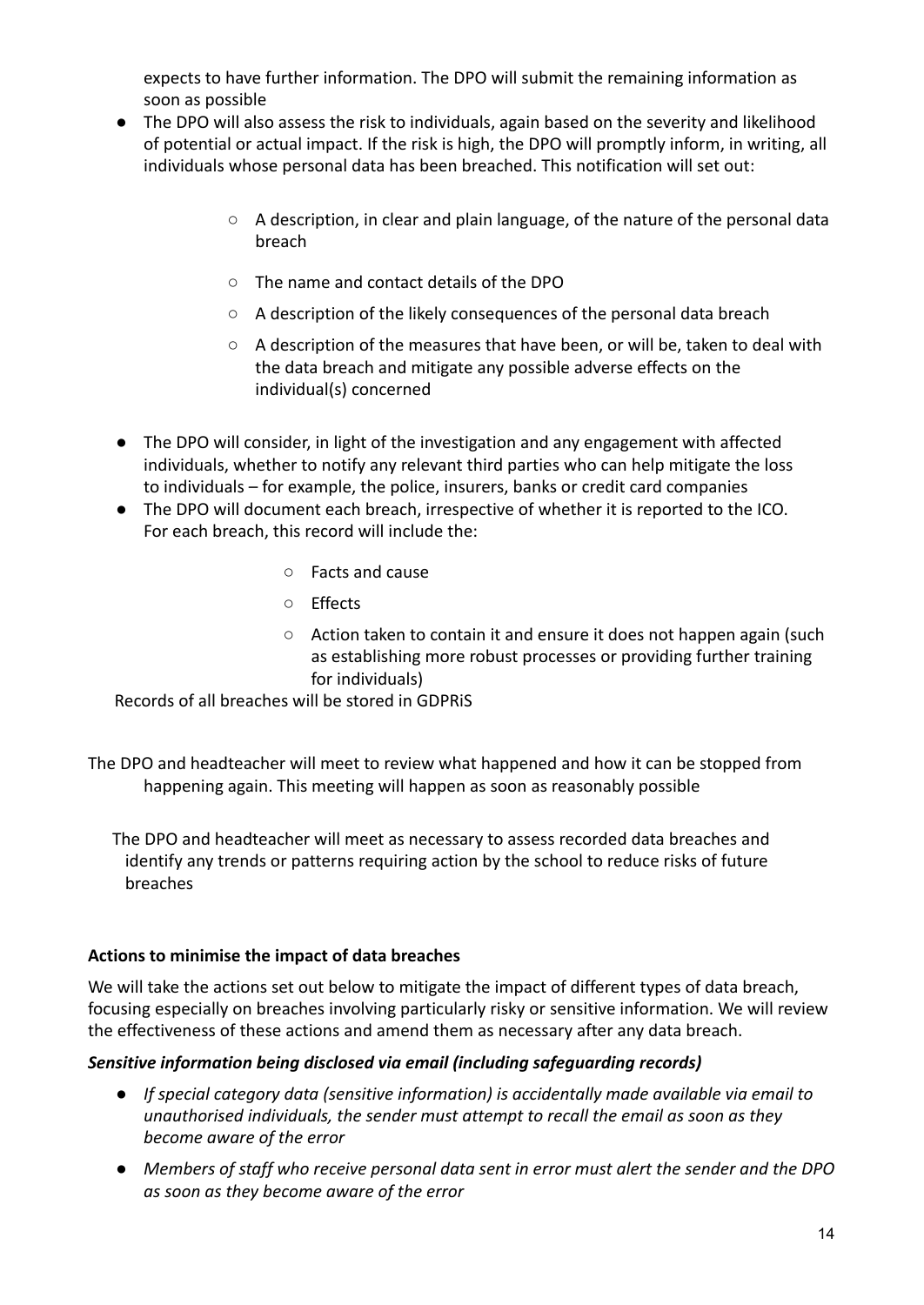expects to have further information. The DPO will submit the remaining information as soon as possible

- The DPO will also assess the risk to individuals, again based on the severity and likelihood of potential or actual impact. If the risk is high, the DPO will promptly inform, in writing, all individuals whose personal data has been breached. This notification will set out:
    - A description, in clear and plain language, of the nature of the personal data breach
    - The name and contact details of the DPO
    - A description of the likely consequences of the personal data breach
    - A description of the measures that have been, or will be, taken to deal with the data breach and mitigate any possible adverse effects on the individual(s) concerned
- The DPO will consider, in light of the investigation and any engagement with affected individuals, whether to notify any relevant third parties who can help mitigate the loss to individuals – for example, the police, insurers, banks or credit card companies
- The DPO will document each breach, irrespective of whether it is reported to the ICO. For each breach, this record will include the:
    - Facts and cause
    - Effects
    - Action taken to contain it and ensure it does not happen again (such as establishing more robust processes or providing further training for individuals)

Records of all breaches will be stored in GDPRiS

The DPO and headteacher will meet to review what happened and how it can be stopped from happening again. This meeting will happen as soon as reasonably possible

The DPO and headteacher will meet as necessary to assess recorded data breaches and identify any trends or patterns requiring action by the school to reduce risks of future breaches

**Actions to minimise the impact of data breaches**

We will take the actions set out below to mitigate the impact of different types of data breach, focusing especially on breaches involving particularly risky or sensitive information. We will review the effectiveness of these actions and amend them as necessary after any data breach.

***Sensitive information being disclosed via email (including safeguarding records)***

- *If special category data (sensitive information) is accidentally made available via email to unauthorised individuals, the sender must attempt to recall the email as soon as they become aware of the error*
- *Members of staff who receive personal data sent in error must alert the sender and the DPO as soon as they become aware of the error*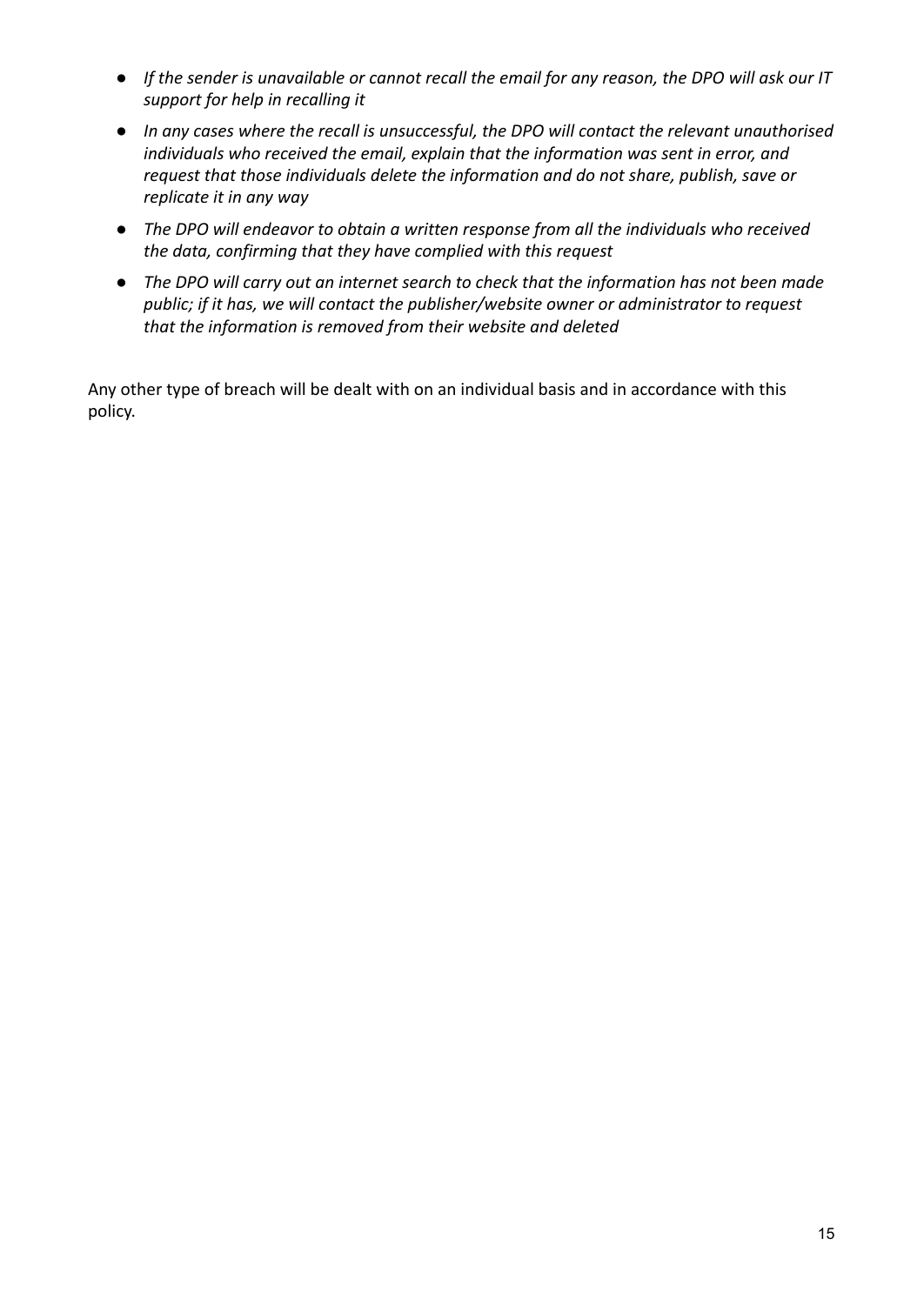- *If the sender is unavailable or cannot recall the email for any reason, the DPO will ask our IT support for help in recalling it*
- *In any cases where the recall is unsuccessful, the DPO will contact the relevant unauthorised individuals who received the email, explain that the information was sent in error, and request that those individuals delete the information and do not share, publish, save or replicate it in any way*
- *The DPO will endeavor to obtain a written response from all the individuals who received the data, confirming that they have complied with this request*
- *The DPO will carry out an internet search to check that the information has not been made public; if it has, we will contact the publisher/website owner or administrator to request that the information is removed from their website and deleted*

Any other type of breach will be dealt with on an individual basis and in accordance with this policy.